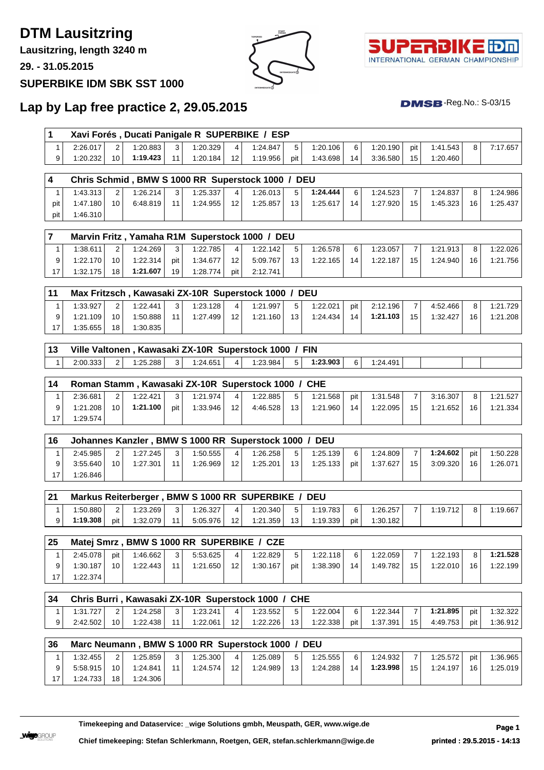# DTM Lausitzring

**Lausitzring, length 3240 m**

**29. - 31.05.2015**

**SUPERBIKE IDM SBK SST 1000**

SUPERBIKE IDM INTERNATIONAL GERMAN CHAMPIONSHIP

## Lap by Lap free practice 2, 29.05.2015

DMSB-Reg.No.: S-03/15

| 1 | Xavi Forés , Ducati Panigale R SUPERBIKE / ESP | | | | | | | | | | | | | | | |
|---|---|---|---|---|---|---|---|---|---|---|---|---|---|---|---|---|
| 1 | 2:26.017 | 2 | 1:20.883 | 3 | 1:20.329 | 4 | 1:24.847 | 5 | 1:20.106 | 6 | 1:20.190 | pit | 1:41.543 | 8 | 7:17.657 |
| 9 | 1:20.232 | 10 | **1:19.423** | 11 | 1:20.184 | 12 | 1:19.956 | pit | 1:43.698 | 14 | 3:36.580 | 15 | 1:20.460 | | |

| 4 | Chris Schmid , BMW S 1000 RR Superstock 1000 / DEU | | | | | | | | | | | | | | |
|---|---|---|---|---|---|---|---|---|---|---|---|---|---|---|---|
| 1 | 1:43.313 | 2 | 1:26.214 | 3 | 1:25.337 | 4 | 1:26.013 | 5 | **1:24.444** | 6 | 1:24.523 | 7 | 1:24.837 | 8 | 1:24.986 |
| pit | 1:47.180 | 10 | 6:48.819 | 11 | 1:24.955 | 12 | 1:25.857 | 13 | 1:25.617 | 14 | 1:27.920 | 15 | 1:45.323 | 16 | 1:25.437 |
| pit | 1:46.310 | | | | | | | | | | | | | | |

| 7 | Marvin Fritz , Yamaha R1M Superstock 1000 / DEU | | | | | | | | | | | | | | |
|---|---|---|---|---|---|---|---|---|---|---|---|---|---|---|---|
| 1 | 1:38.611 | 2 | 1:24.269 | 3 | 1:22.785 | 4 | 1:22.142 | 5 | 1:26.578 | 6 | 1:23.057 | 7 | 1:21.913 | 8 | 1:22.026 |
| 9 | 1:22.170 | 10 | 1:22.314 | pit | 1:34.677 | 12 | 5:09.767 | 13 | 1:22.165 | 14 | 1:22.187 | 15 | 1:24.940 | 16 | 1:21.756 |
| 17 | 1:32.175 | 18 | **1:21.607** | 19 | 1:28.774 | pit | 2:12.741 | | | | | | | | |

| 11 | Max Fritzsch , Kawasaki ZX-10R Superstock 1000 / DEU | | | | | | | | | | | | | | |
|---|---|---|---|---|---|---|---|---|---|---|---|---|---|---|---|
| 1 | 1:33.927 | 2 | 1:22.441 | 3 | 1:23.128 | 4 | 1:21.997 | 5 | 1:22.021 | pit | 2:12.196 | 7 | 4:52.466 | 8 | 1:21.729 |
| 9 | 1:21.109 | 10 | 1:50.888 | 11 | 1:27.499 | 12 | 1:21.160 | 13 | 1:24.434 | 14 | **1:21.103** | 15 | 1:32.427 | 16 | 1:21.208 |
| 17 | 1:35.655 | 18 | 1:30.835 | | | | | | | | | | | | |

| 13 | Ville Valtonen , Kawasaki ZX-10R Superstock 1000 / FIN | | | | | | | | | | | | | | |
|---|---|---|---|---|---|---|---|---|---|---|---|---|---|---|---|
| 1 | 2:00.333 | 2 | 1:25.288 | 3 | 1:24.651 | 4 | 1:23.984 | 5 | **1:23.903** | 6 | 1:24.491 | | | | |

| 14 | Roman Stamm , Kawasaki ZX-10R Superstock 1000 / CHE | | | | | | | | | | | | | | |
|---|---|---|---|---|---|---|---|---|---|---|---|---|---|---|---|
| 1 | 2:36.681 | 2 | 1:22.421 | 3 | 1:21.974 | 4 | 1:22.885 | 5 | 1:21.568 | pit | 1:31.548 | 7 | 3:16.307 | 8 | 1:21.527 |
| 9 | 1:21.208 | 10 | **1:21.100** | pit | 1:33.946 | 12 | 4:46.528 | 13 | 1:21.960 | 14 | 1:22.095 | 15 | 1:21.652 | 16 | 1:21.334 |
| 17 | 1:29.574 | | | | | | | | | | | | | | |

| 16 | Johannes Kanzler , BMW S 1000 RR Superstock 1000 / DEU | | | | | | | | | | | | | | |
|---|---|---|---|---|---|---|---|---|---|---|---|---|---|---|---|
| 1 | 2:45.985 | 2 | 1:27.245 | 3 | 1:50.555 | 4 | 1:26.258 | 5 | 1:25.139 | 6 | 1:24.809 | 7 | **1:24.602** | pit | 1:50.228 |
| 9 | 3:55.640 | 10 | 1:27.301 | 11 | 1:26.969 | 12 | 1:25.201 | 13 | 1:25.133 | pit | 1:37.627 | 15 | 3:09.320 | 16 | 1:26.071 |
| 17 | 1:26.846 | | | | | | | | | | | | | | |

| 21 | Markus Reiterberger , BMW S 1000 RR SUPERBIKE / DEU | | | | | | | | | | | | | | |
|---|---|---|---|---|---|---|---|---|---|---|---|---|---|---|---|
| 1 | 1:50.880 | 2 | 1:23.269 | 3 | 1:26.327 | 4 | 1:20.340 | 5 | 1:19.783 | 6 | 1:26.257 | 7 | 1:19.712 | 8 | 1:19.667 |
| 9 | **1:19.308** | pit | 1:32.079 | 11 | 5:05.976 | 12 | 1:21.359 | 13 | 1:19.339 | pit | 1:30.182 | | | | |

| 25 | Matej Smrz , BMW S 1000 RR SUPERBIKE / CZE | | | | | | | | | | | | | | |
|---|---|---|---|---|---|---|---|---|---|---|---|---|---|---|---|
| 1 | 2:45.078 | pit | 1:46.662 | 3 | 5:53.625 | 4 | 1:22.829 | 5 | 1:22.118 | 6 | 1:22.059 | 7 | 1:22.193 | 8 | **1:21.528** |
| 9 | 1:30.187 | 10 | 1:22.443 | 11 | 1:21.650 | 12 | 1:30.167 | pit | 1:38.390 | 14 | 1:49.782 | 15 | 1:22.010 | 16 | 1:22.199 |
| 17 | 1:22.374 | | | | | | | | | | | | | | |

| 34 | Chris Burri , Kawasaki ZX-10R Superstock 1000 / CHE | | | | | | | | | | | | | | |
|---|---|---|---|---|---|---|---|---|---|---|---|---|---|---|---|
| 1 | 1:31.727 | 2 | 1:24.258 | 3 | 1:23.241 | 4 | 1:23.552 | 5 | 1:22.004 | 6 | 1:22.344 | 7 | **1:21.895** | pit | 1:32.322 |
| 9 | 2:42.502 | 10 | 1:22.438 | 11 | 1:22.061 | 12 | 1:22.226 | 13 | 1:22.338 | pit | 1:37.391 | 15 | 4:49.753 | pit | 1:36.912 |

| 36 | Marc Neumann , BMW S 1000 RR Superstock 1000 / DEU | | | | | | | | | | | | | | |
|---|---|---|---|---|---|---|---|---|---|---|---|---|---|---|---|
| 1 | 1:32.455 | 2 | 1:25.859 | 3 | 1:25.300 | 4 | 1:25.089 | 5 | 1:25.555 | 6 | 1:24.932 | 7 | 1:25.572 | pit | 1:36.965 |
| 9 | 5:58.915 | 10 | 1:24.841 | 11 | 1:24.574 | 12 | 1:24.989 | 13 | 1:24.288 | 14 | **1:23.998** | 15 | 1:24.197 | 16 | 1:25.019 |
| 17 | 1:24.733 | 18 | 1:24.306 | | | | | | | | | | | | |

**Timekeeping and Dataservice: _wige Solutions gmbh, Meuspath, GER, www.wige.de**

**Chief timekeeping: Stefan Schlerkmann, Roetgen, GER, stefan.schlerkmann@wige.de**

**printed : 29.5.2015 - 14:13**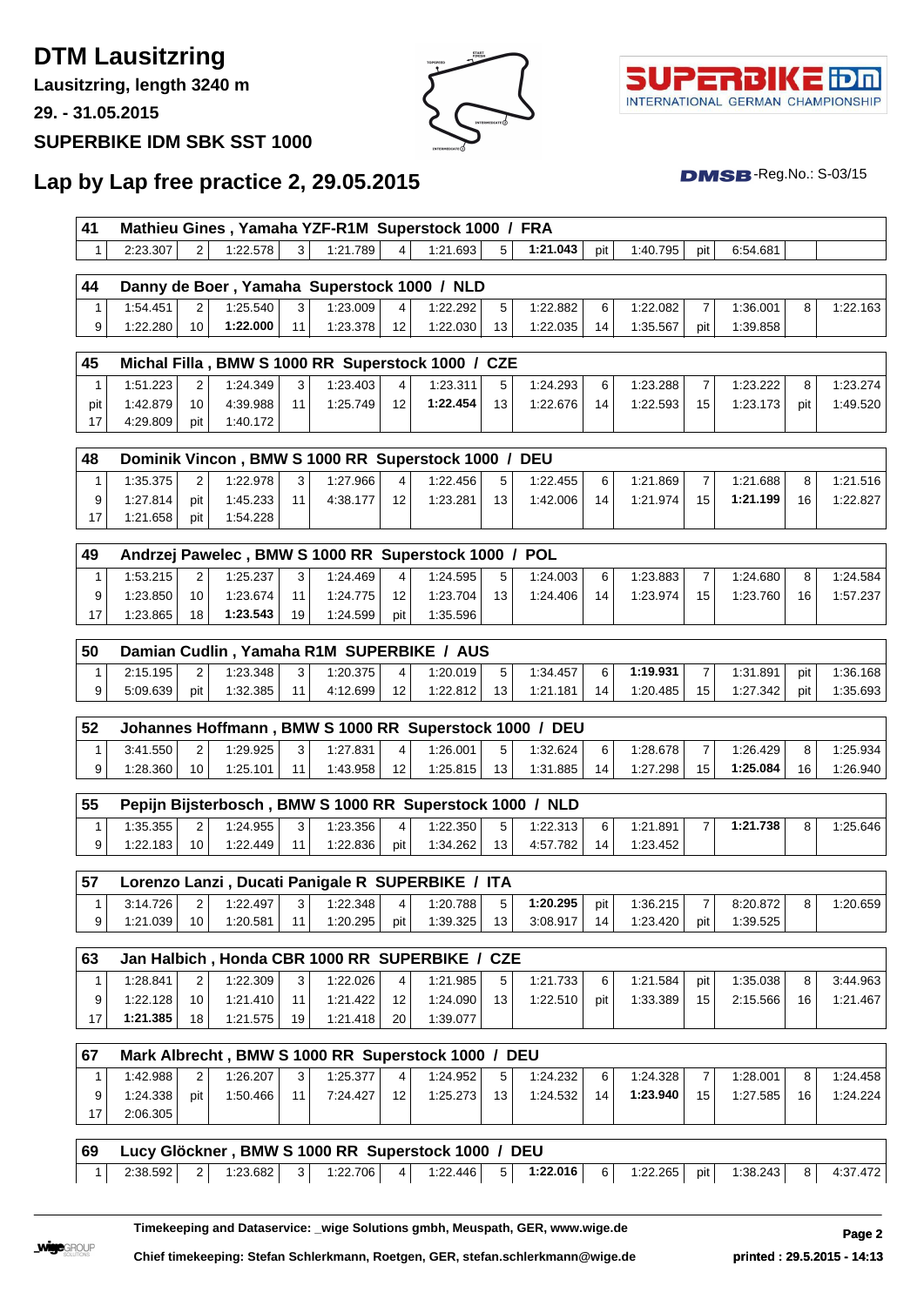# DTM Lausitzring

**Lausitzring, length 3240 m**

**29. - 31.05.2015**

**SUPERBIKE IDM SBK SST 1000**

## Lap by Lap free practice 2, 29.05.2015

DMSB-Reg.No.: S-03/15

**41 Mathieu Gines , Yamaha YZF-R1M Superstock 1000 / FRA**

| | | | | | | | | | | | | | | | |
|---|---|---|---|---|---|---|---|---|---|---|---|---|---|---|---|
| 1 | 2:23.307 | 2 | 1:22.578 | 3 | 1:21.789 | 4 | 1:21.693 | 5 | **1:21.043** | pit | 1:40.795 | pit | 6:54.681 | | |

**44 Danny de Boer , Yamaha Superstock 1000 / NLD**

| | | | | | | | | | | | | | | | |
|---|---|---|---|---|---|---|---|---|---|---|---|---|---|---|---|
| 1 | 1:54.451 | 2 | 1:25.540 | 3 | 1:23.009 | 4 | 1:22.292 | 5 | 1:22.882 | 6 | 1:22.082 | 7 | 1:36.001 | 8 | 1:22.163 |
| 9 | 1:22.280 | 10 | **1:22.000** | 11 | 1:23.378 | 12 | 1:22.030 | 13 | 1:22.035 | 14 | 1:35.567 | pit | 1:39.858 | | |

**45 Michal Filla , BMW S 1000 RR Superstock 1000 / CZE**

| | | | | | | | | | | | | | | | |
|---|---|---|---|---|---|---|---|---|---|---|---|---|---|---|---|
| 1 | 1:51.223 | 2 | 1:24.349 | 3 | 1:23.403 | 4 | 1:23.311 | 5 | 1:24.293 | 6 | 1:23.288 | 7 | 1:23.222 | 8 | 1:23.274 |
| pit | 1:42.879 | 10 | 4:39.988 | 11 | 1:25.749 | 12 | **1:22.454** | 13 | 1:22.676 | 14 | 1:22.593 | 15 | 1:23.173 | pit | 1:49.520 |
| 17 | 4:29.809 | pit | 1:40.172 | | | | | | | | | | | | |

**48 Dominik Vincon , BMW S 1000 RR Superstock 1000 / DEU**

| | | | | | | | | | | | | | | | |
|---|---|---|---|---|---|---|---|---|---|---|---|---|---|---|---|
| 1 | 1:35.375 | 2 | 1:22.978 | 3 | 1:27.966 | 4 | 1:22.456 | 5 | 1:22.455 | 6 | 1:21.869 | 7 | 1:21.688 | 8 | 1:21.516 |
| 9 | 1:27.814 | pit | 1:45.233 | 11 | 4:38.177 | 12 | 1:23.281 | 13 | 1:42.006 | 14 | 1:21.974 | 15 | **1:21.199** | 16 | 1:22.827 |
| 17 | 1:21.658 | pit | 1:54.228 | | | | | | | | | | | | |

**49 Andrzej Pawelec , BMW S 1000 RR Superstock 1000 / POL**

| | | | | | | | | | | | | | | | |
|---|---|---|---|---|---|---|---|---|---|---|---|---|---|---|---|
| 1 | 1:53.215 | 2 | 1:25.237 | 3 | 1:24.469 | 4 | 1:24.595 | 5 | 1:24.003 | 6 | 1:23.883 | 7 | 1:24.680 | 8 | 1:24.584 |
| 9 | 1:23.850 | 10 | 1:23.674 | 11 | 1:24.775 | 12 | 1:23.704 | 13 | 1:24.406 | 14 | 1:23.974 | 15 | 1:23.760 | 16 | 1:57.237 |
| 17 | 1:23.865 | 18 | **1:23.543** | 19 | 1:24.599 | pit | 1:35.596 | | | | | | | | |

**50 Damian Cudlin , Yamaha R1M SUPERBIKE / AUS**

| | | | | | | | | | | | | | | | |
|---|---|---|---|---|---|---|---|---|---|---|---|---|---|---|---|
| 1 | 2:15.195 | 2 | 1:23.348 | 3 | 1:20.375 | 4 | 1:20.019 | 5 | 1:34.457 | 6 | **1:19.931** | 7 | 1:31.891 | pit | 1:36.168 |
| 9 | 5:09.639 | pit | 1:32.385 | 11 | 4:12.699 | 12 | 1:22.812 | 13 | 1:21.181 | 14 | 1:20.485 | 15 | 1:27.342 | pit | 1:35.693 |

**52 Johannes Hoffmann , BMW S 1000 RR Superstock 1000 / DEU**

| | | | | | | | | | | | | | | | |
|---|---|---|---|---|---|---|---|---|---|---|---|---|---|---|---|
| 1 | 3:41.550 | 2 | 1:29.925 | 3 | 1:27.831 | 4 | 1:26.001 | 5 | 1:32.624 | 6 | 1:28.678 | 7 | 1:26.429 | 8 | 1:25.934 |
| 9 | 1:28.360 | 10 | 1:25.101 | 11 | 1:43.958 | 12 | 1:25.815 | 13 | 1:31.885 | 14 | 1:27.298 | 15 | **1:25.084** | 16 | 1:26.940 |

**55 Pepijn Bijsterbosch , BMW S 1000 RR Superstock 1000 / NLD**

| | | | | | | | | | | | | | | | |
|---|---|---|---|---|---|---|---|---|---|---|---|---|---|---|---|
| 1 | 1:35.355 | 2 | 1:24.955 | 3 | 1:23.356 | 4 | 1:22.350 | 5 | 1:22.313 | 6 | 1:21.891 | 7 | **1:21.738** | 8 | 1:25.646 |
| 9 | 1:22.183 | 10 | 1:22.449 | 11 | 1:22.836 | pit | 1:34.262 | 13 | 4:57.782 | 14 | 1:23.452 | | | | |

**57 Lorenzo Lanzi , Ducati Panigale R SUPERBIKE / ITA**

| | | | | | | | | | | | | | | | |
|---|---|---|---|---|---|---|---|---|---|---|---|---|---|---|---|
| 1 | 3:14.726 | 2 | 1:22.497 | 3 | 1:22.348 | 4 | 1:20.788 | 5 | **1:20.295** | pit | 1:36.215 | 7 | 8:20.872 | 8 | 1:20.659 |
| 9 | 1:21.039 | 10 | 1:20.581 | 11 | 1:20.295 | pit | 1:39.325 | 13 | 3:08.917 | 14 | 1:23.420 | pit | 1:39.525 | | |

**63 Jan Halbich , Honda CBR 1000 RR SUPERBIKE / CZE**

| | | | | | | | | | | | | | | | |
|---|---|---|---|---|---|---|---|---|---|---|---|---|---|---|---|
| 1 | 1:28.841 | 2 | 1:22.309 | 3 | 1:22.026 | 4 | 1:21.985 | 5 | 1:21.733 | 6 | 1:21.584 | pit | 1:35.038 | 8 | 3:44.963 |
| 9 | 1:22.128 | 10 | 1:21.410 | 11 | 1:21.422 | 12 | 1:24.090 | 13 | 1:22.510 | pit | 1:33.389 | 15 | 2:15.566 | 16 | 1:21.467 |
| 17 | **1:21.385** | 18 | 1:21.575 | 19 | 1:21.418 | 20 | 1:39.077 | | | | | | | | |

**67 Mark Albrecht , BMW S 1000 RR Superstock 1000 / DEU**

| | | | | | | | | | | | | | | | |
|---|---|---|---|---|---|---|---|---|---|---|---|---|---|---|---|
| 1 | 1:42.988 | 2 | 1:26.207 | 3 | 1:25.377 | 4 | 1:24.952 | 5 | 1:24.232 | 6 | 1:24.328 | 7 | 1:28.001 | 8 | 1:24.458 |
| 9 | 1:24.338 | pit | 1:50.466 | 11 | 7:24.427 | 12 | 1:25.273 | 13 | 1:24.532 | 14 | **1:23.940** | 15 | 1:27.585 | 16 | 1:24.224 |
| 17 | 2:06.305 | | | | | | | | | | | | | | |

**69 Lucy Glöckner , BMW S 1000 RR Superstock 1000 / DEU**

| | | | | | | | | | | | | | | | |
|---|---|---|---|---|---|---|---|---|---|---|---|---|---|---|---|
| 1 | 2:38.592 | 2 | 1:23.682 | 3 | 1:22.706 | 4 | 1:22.446 | 5 | **1:22.016** | 6 | 1:22.265 | pit | 1:38.243 | 8 | 4:37.472 |

**Timekeeping and Dataservice: _wige Solutions gmbh, Meuspath, GER, www.wige.de**

**Chief timekeeping: Stefan Schlerkmann, Roetgen, GER, stefan.schlerkmann@wige.de**

**printed : 29.5.2015 - 14:13**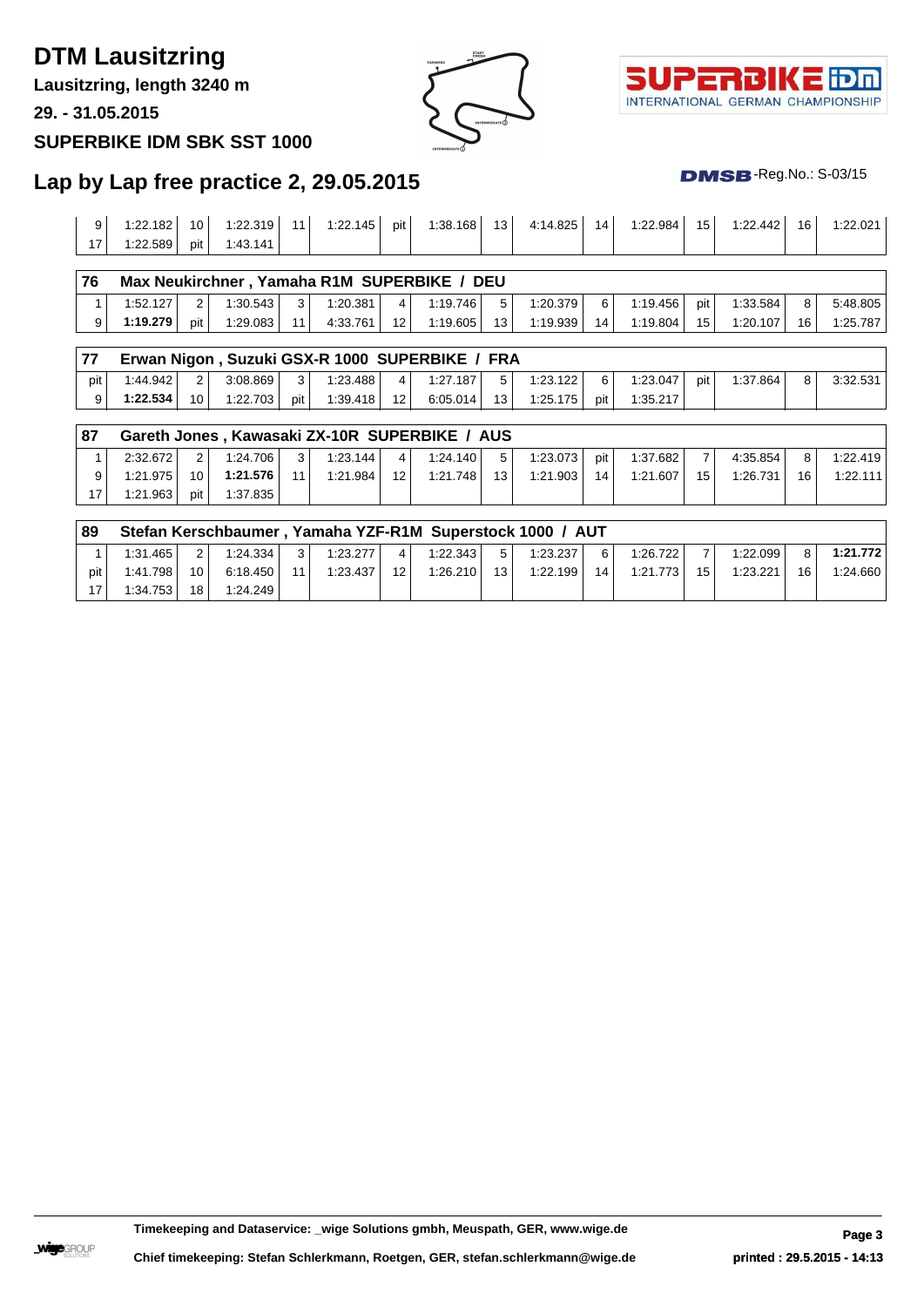# DTM Lausitzring

**Lausitzring, length 3240 m**

**29. - 31.05.2015**

**SUPERBIKE IDM SBK SST 1000**

## Lap by Lap free practice 2, 29.05.2015

DMSB-Reg.No.: S-03/15

| | | | | | | | | | | | | | | | |
|---|---|---|---|---|---|---|---|---|---|---|---|---|---|---|---|
| 9 | 1:22.182 | 10 | 1:22.319 | 11 | 1:22.145 | pit | 1:38.168 | 13 | 4:14.825 | 14 | 1:22.984 | 15 | 1:22.442 | 16 | 1:22.021 |
| 17 | 1:22.589 | pit | 1:43.141 | | | | | | | | | | | | |

| 76 | Max Neukirchner , Yamaha R1M SUPERBIKE / DEU | | | | | | | | | | | | | | |
|---|---|---|---|---|---|---|---|---|---|---|---|---|---|---|---|
| 1 | 1:52.127 | 2 | 1:30.543 | 3 | 1:20.381 | 4 | 1:19.746 | 5 | 1:20.379 | 6 | 1:19.456 | pit | 1:33.584 | 8 | 5:48.805 |
| 9 | **1:19.279** | pit | 1:29.083 | 11 | 4:33.761 | 12 | 1:19.605 | 13 | 1:19.939 | 14 | 1:19.804 | 15 | 1:20.107 | 16 | 1:25.787 |

| 77 | Erwan Nigon , Suzuki GSX-R 1000 SUPERBIKE / FRA | | | | | | | | | | | | | | |
|---|---|---|---|---|---|---|---|---|---|---|---|---|---|---|---|
| pit | 1:44.942 | 2 | 3:08.869 | 3 | 1:23.488 | 4 | 1:27.187 | 5 | 1:23.122 | 6 | 1:23.047 | pit | 1:37.864 | 8 | 3:32.531 |
| 9 | **1:22.534** | 10 | 1:22.703 | pit | 1:39.418 | 12 | 6:05.014 | 13 | 1:25.175 | pit | 1:35.217 | | | | |

| 87 | Gareth Jones , Kawasaki ZX-10R SUPERBIKE / AUS | | | | | | | | | | | | | | |
|---|---|---|---|---|---|---|---|---|---|---|---|---|---|---|---|
| 1 | 2:32.672 | 2 | 1:24.706 | 3 | 1:23.144 | 4 | 1:24.140 | 5 | 1:23.073 | pit | 1:37.682 | 7 | 4:35.854 | 8 | 1:22.419 |
| 9 | 1:21.975 | 10 | **1:21.576** | 11 | 1:21.984 | 12 | 1:21.748 | 13 | 1:21.903 | 14 | 1:21.607 | 15 | 1:26.731 | 16 | 1:22.111 |
| 17 | 1:21.963 | pit | 1:37.835 | | | | | | | | | | | | |

| 89 | Stefan Kerschbaumer , Yamaha YZF-R1M Superstock 1000 / AUT | | | | | | | | | | | | | | |
|---|---|---|---|---|---|---|---|---|---|---|---|---|---|---|---|
| 1 | 1:31.465 | 2 | 1:24.334 | 3 | 1:23.277 | 4 | 1:22.343 | 5 | 1:23.237 | 6 | 1:26.722 | 7 | 1:22.099 | 8 | **1:21.772** |
| pit | 1:41.798 | 10 | 6:18.450 | 11 | 1:23.437 | 12 | 1:26.210 | 13 | 1:22.199 | 14 | 1:21.773 | 15 | 1:23.221 | 16 | 1:24.660 |
| 17 | 1:34.753 | 18 | 1:24.249 | | | | | | | | | | | | |

**Timekeeping and Dataservice: _wige Solutions gmbh, Meuspath, GER, www.wige.de**

**Chief timekeeping: Stefan Schlerkmann, Roetgen, GER, stefan.schlerkmann@wige.de**

**printed : 29.5.2015 - 14:13**